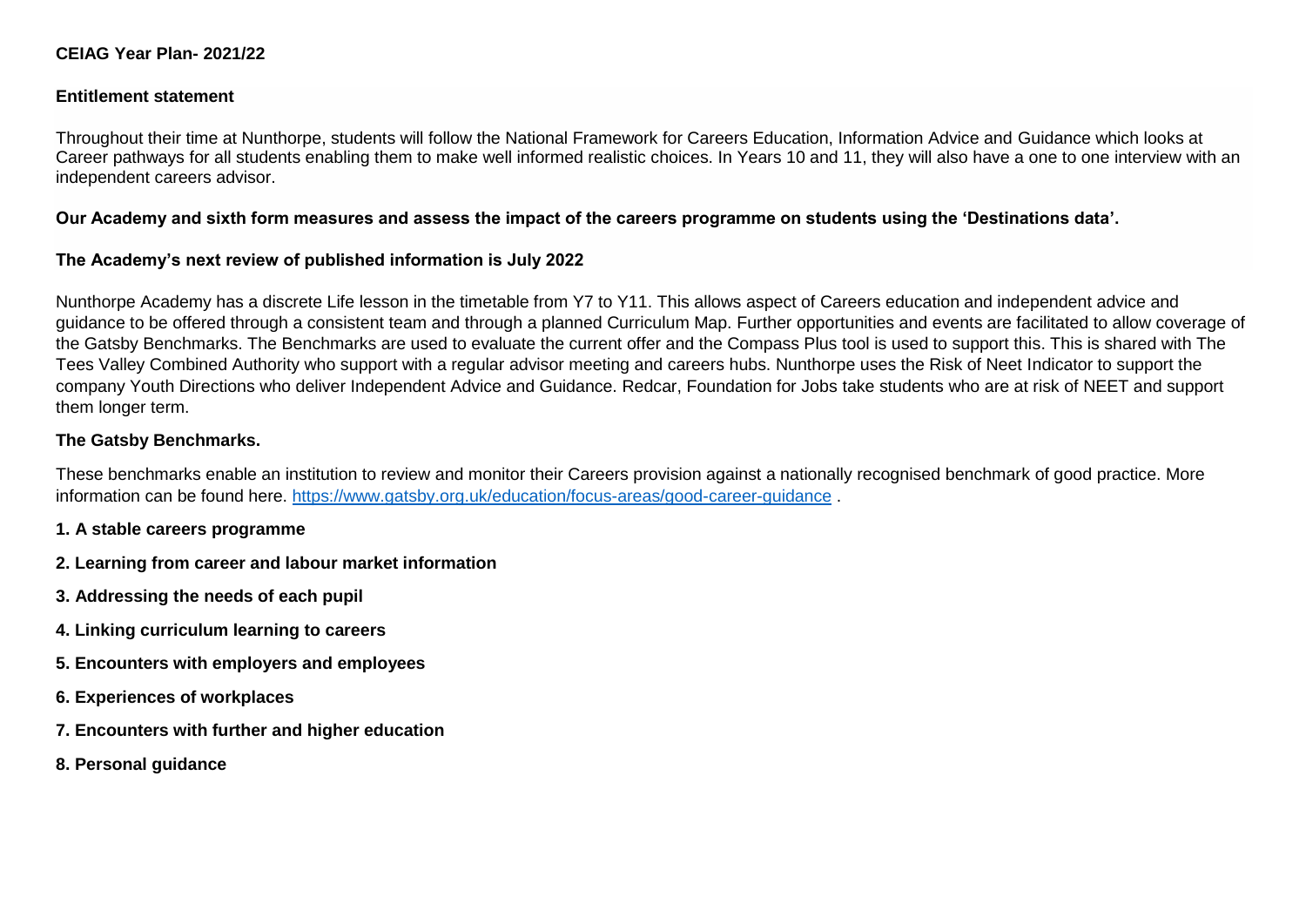**CEIAG Year Plan- 2021/22**

**Entitlement statement**

Throughout their time at Nunthorpe, students will follow the National Framework for Careers Education, Information Advice and Guidance which looks at Career pathways for all students enabling them to make well informed realistic choices. In Years 10 and 11, they will also have a one to one interview with an independent careers advisor.

**Our Academy and sixth form measures and assess the impact of the careers programme on students using the 'Destinations data'.**

**The Academy's next review of published information is July 2022**

Nunthorpe Academy has a discrete Life lesson in the timetable from Y7 to Y11. This allows aspect of Careers education and independent advice and guidance to be offered through a consistent team and through a planned Curriculum Map. Further opportunities and events are facilitated to allow coverage of the Gatsby Benchmarks. The Benchmarks are used to evaluate the current offer and the Compass Plus tool is used to support this. This is shared with The Tees Valley Combined Authority who support with a regular advisor meeting and careers hubs. Nunthorpe uses the Risk of Neet Indicator to support the company Youth Directions who deliver Independent Advice and Guidance. Redcar, Foundation for Jobs take students who are at risk of NEET and support them longer term.

**The Gatsby Benchmarks.**

These benchmarks enable an institution to review and monitor their Careers provision against a nationally recognised benchmark of good practice. More information can be found here. https://www.gatsby.org.uk/education/focus-areas/good-career-guidance .

**1. A stable careers programme**

**2. Learning from career and labour market information**

**3. Addressing the needs of each pupil**

**4. Linking curriculum learning to careers**

**5. Encounters with employers and employees**

**6. Experiences of workplaces**

**7. Encounters with further and higher education**

**8. Personal guidance**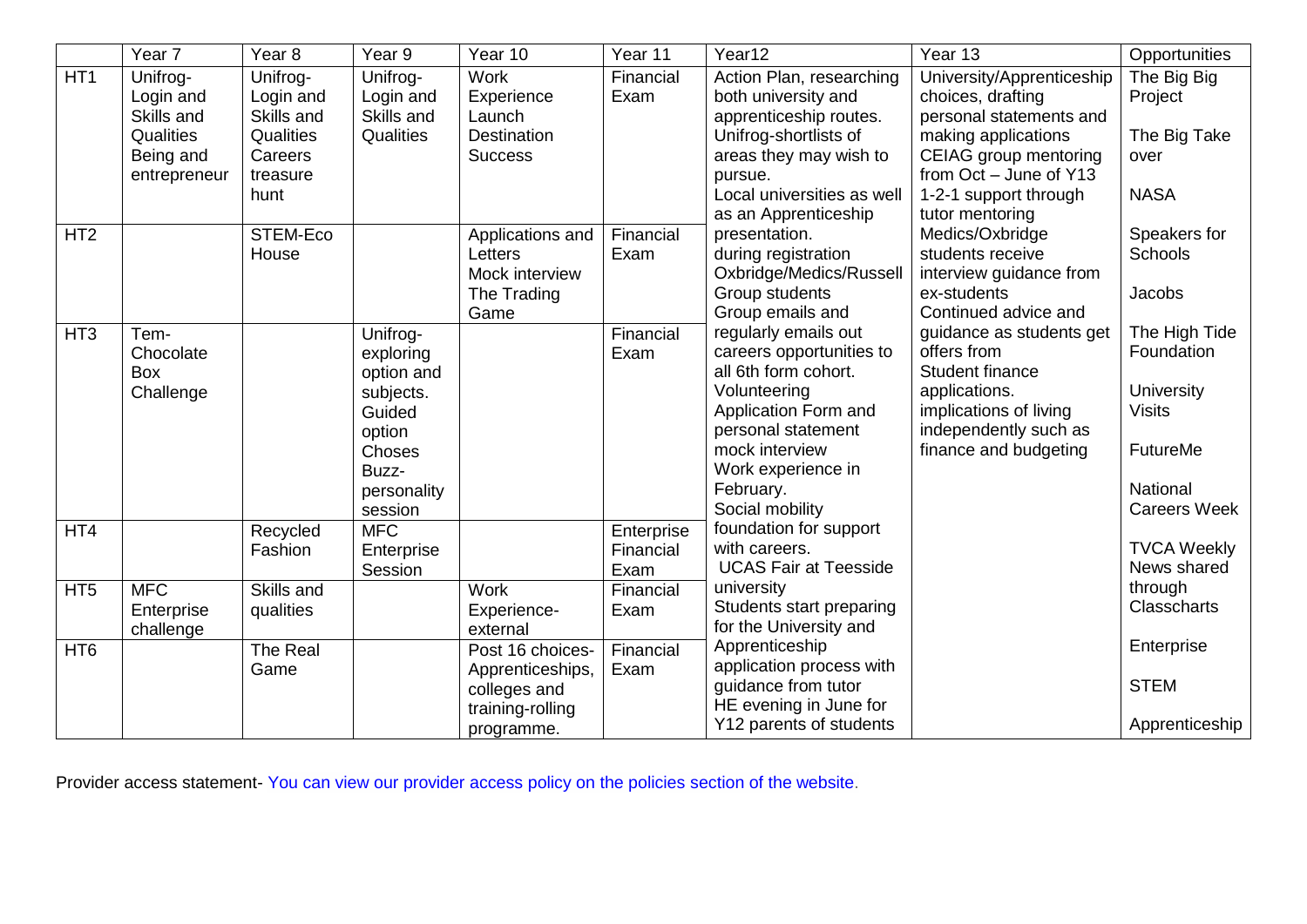| | Year 7 | Year 8 | Year 9 | Year 10 | Year 11 | Year12 | Year 13 | Opportunities |
|---|---|---|---|---|---|---|---|---|
| HT1 | Unifrog- Login and Skills and Qualities Being and entrepreneur | Unifrog- Login and Skills and Qualities Careers treasure hunt | Unifrog- Login and Skills and Qualities | Work Experience Launch Destination Success | Financial Exam | Action Plan, researching both university and apprenticeship routes. Unifrog-shortlists of areas they may wish to pursue. Local universities as well as an Apprenticeship presentation. during registration Oxbridge/Medics/Russell Group students Group emails and regularly emails out careers opportunities to all 6th form cohort. Volunteering Application Form and personal statement mock interview Work experience in February. Social mobility foundation for support with careers. UCAS Fair at Teesside university Students start preparing for the University and Apprenticeship application process with guidance from tutor HE evening in June for Y12 parents of students | University/Apprenticeship choices, drafting personal statements and making applications CEIAG group mentoring from Oct – June of Y13 1-2-1 support through tutor mentoring Medics/Oxbridge students receive interview guidance from ex-students Continued advice and guidance as students get offers from Student finance applications. implications of living independently such as finance and budgeting | The Big Big Project<br>The Big Take over<br>NASA<br>Speakers for Schools<br>Jacobs<br>The High Tide Foundation<br>University Visits<br>FutureMe<br>National Careers Week<br>TVCA Weekly News shared through Classcharts<br>Enterprise<br>STEM<br>Apprenticeship |
| HT2 | | STEM-Eco House | | Applications and Letters Mock interview The Trading Game | Financial Exam | | | |
| HT3 | Tem- Chocolate Box Challenge | | Unifrog- exploring option and subjects. Guided option Choses Buzz- personality session | | Financial Exam | | | |
| HT4 | | Recycled Fashion | MFC Enterprise Session | | Enterprise Financial Exam | | | |
| HT5 | MFC Enterprise challenge | Skills and qualities | | Work Experience- external | Financial Exam | | | |
| HT6 | | The Real Game | | Post 16 choices- Apprenticeships, colleges and training-rolling programme. | Financial Exam | | | |

Provider access statement- You can view our provider access policy on the policies section of the website.